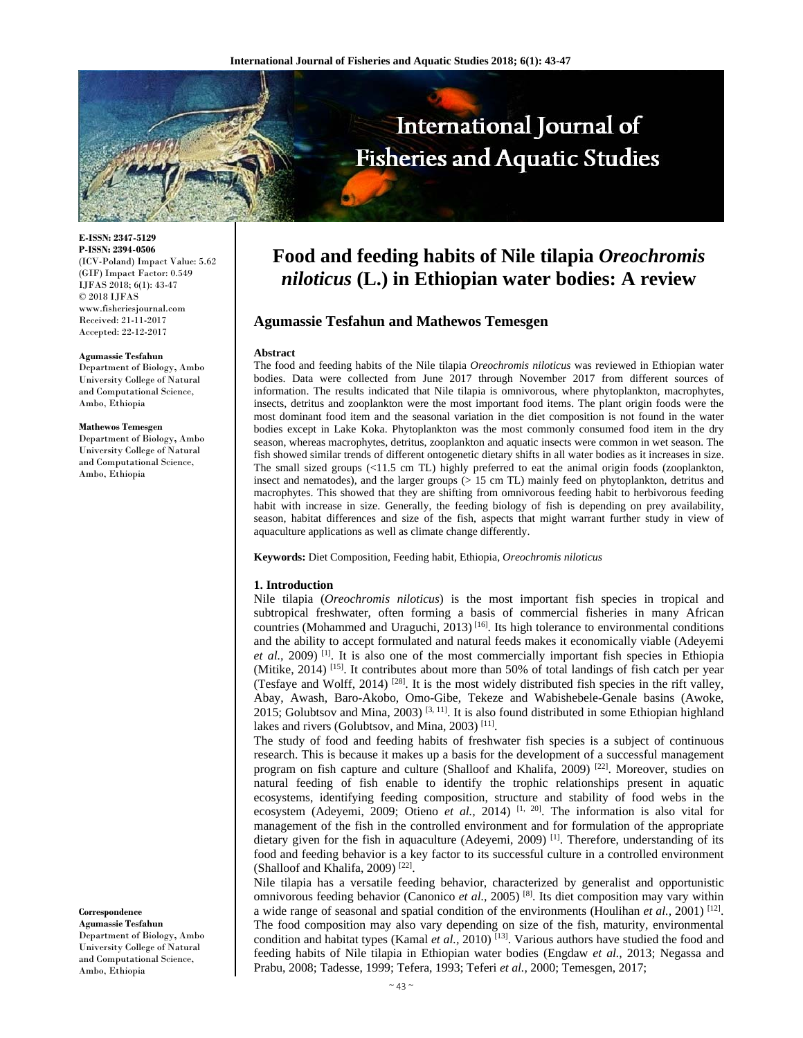# Food and feeding habits of Nile tilapia *Oreochromis niloticus* (L.) in Ethiopian water bodies: A review

**Agumassie Tesfahun and Mathewos Temesgen**

**E-ISSN: 2347-5129**
**P-ISSN: 2394-0506**
(ICV-Poland) Impact Value: 5.62
(GIF) Impact Factor: 0.549
IJFAS 2018; 6(1): 43-47
© 2018 IJFAS
www.fisheriesjournal.com
Received: 21-11-2017
Accepted: 22-12-2017

**Agumassie Tesfahun**
Department of Biology, Ambo University College of Natural and Computational Science, Ambo, Ethiopia

**Mathewos Temesgen**
Department of Biology, Ambo University College of Natural and Computational Science, Ambo, Ethiopia

**Correspondence**
**Agumassie Tesfahun**
Department of Biology, Ambo University College of Natural and Computational Science, Ambo, Ethiopia

## Abstract

The food and feeding habits of the Nile tilapia *Oreochromis niloticus* was reviewed in Ethiopian water bodies. Data were collected from June 2017 through November 2017 from different sources of information. The results indicated that Nile tilapia is omnivorous, where phytoplankton, macrophytes, insects, detritus and zooplankton were the most important food items. The plant origin foods were the most dominant food item and the seasonal variation in the diet composition is not found in the water bodies except in Lake Koka. Phytoplankton was the most commonly consumed food item in the dry season, whereas macrophytes, detritus, zooplankton and aquatic insects were common in wet season. The fish showed similar trends of different ontogenetic dietary shifts in all water bodies as it increases in size. The small sized groups (<11.5 cm TL) highly preferred to eat the animal origin foods (zooplankton, insect and nematodes), and the larger groups (> 15 cm TL) mainly feed on phytoplankton, detritus and macrophytes. This showed that they are shifting from omnivorous feeding habit to herbivorous feeding habit with increase in size. Generally, the feeding biology of fish is depending on prey availability, season, habitat differences and size of the fish, aspects that might warrant further study in view of aquaculture applications as well as climate change differently.

**Keywords:** Diet Composition, Feeding habit, Ethiopia, *Oreochromis niloticus*

## 1. Introduction

Nile tilapia (*Oreochromis niloticus*) is the most important fish species in tropical and subtropical freshwater, often forming a basis of commercial fisheries in many African countries (Mohammed and Uraguchi, 2013) [16]. Its high tolerance to environmental conditions and the ability to accept formulated and natural feeds makes it economically viable (Adeyemi *et al.,* 2009) [1]. It is also one of the most commercially important fish species in Ethiopia (Mitike, 2014) [15]. It contributes about more than 50% of total landings of fish catch per year (Tesfaye and Wolff, 2014) [28]. It is the most widely distributed fish species in the rift valley, Abay, Awash, Baro-Akobo, Omo-Gibe, Tekeze and Wabishebele-Genale basins (Awoke, 2015; Golubtsov and Mina, 2003) [3, 11]. It is also found distributed in some Ethiopian highland lakes and rivers (Golubtsov, and Mina, 2003) [11].

The study of food and feeding habits of freshwater fish species is a subject of continuous research. This is because it makes up a basis for the development of a successful management program on fish capture and culture (Shalloof and Khalifa, 2009) [22]. Moreover, studies on natural feeding of fish enable to identify the trophic relationships present in aquatic ecosystems, identifying feeding composition, structure and stability of food webs in the ecosystem (Adeyemi, 2009; Otieno *et al.,* 2014) [1, 20]. The information is also vital for management of the fish in the controlled environment and for formulation of the appropriate dietary given for the fish in aquaculture (Adeyemi, 2009) [1]. Therefore, understanding of its food and feeding behavior is a key factor to its successful culture in a controlled environment (Shalloof and Khalifa, 2009) [22].

Nile tilapia has a versatile feeding behavior, characterized by generalist and opportunistic omnivorous feeding behavior (Canonico *et al.,* 2005) [8]. Its diet composition may vary within a wide range of seasonal and spatial condition of the environments (Houlihan *et al.,* 2001) [12]. The food composition may also vary depending on size of the fish, maturity, environmental condition and habitat types (Kamal *et al.,* 2010) [13]. Various authors have studied the food and feeding habits of Nile tilapia in Ethiopian water bodies (Engdaw *et al.,* 2013; Negassa and Prabu, 2008; Tadesse, 1999; Tefera, 1993; Teferi *et al.,* 2000; Temesgen, 2017;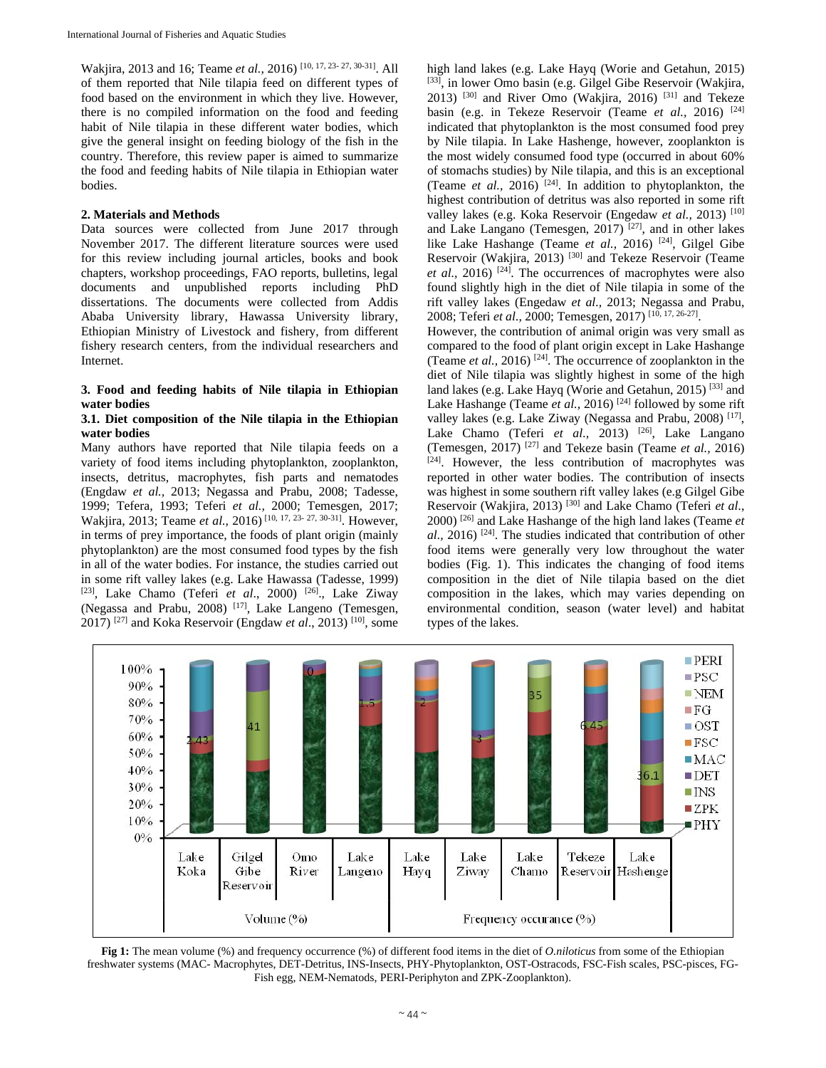Wakjira, 2013 and 16; Teame *et al.,* 2016) [10, 17, 23- 27, 30-31]. All of them reported that Nile tilapia feed on different types of food based on the environment in which they live. However, there is no compiled information on the food and feeding habit of Nile tilapia in these different water bodies, which give the general insight on feeding biology of the fish in the country. Therefore, this review paper is aimed to summarize the food and feeding habits of Nile tilapia in Ethiopian water bodies.

## 2. Materials and Methods

Data sources were collected from June 2017 through November 2017. The different literature sources were used for this review including journal articles, books and book chapters, workshop proceedings, FAO reports, bulletins, legal documents and unpublished reports including PhD dissertations. The documents were collected from Addis Ababa University library, Hawassa University library, Ethiopian Ministry of Livestock and fishery, from different fishery research centers, from the individual researchers and Internet.

## 3. Food and feeding habits of Nile tilapia in Ethiopian water bodies

### 3.1. Diet composition of the Nile tilapia in the Ethiopian water bodies

Many authors have reported that Nile tilapia feeds on a variety of food items including phytoplankton, zooplankton, insects, detritus, macrophytes, fish parts and nematodes (Engdaw *et al.,* 2013; Negassa and Prabu, 2008; Tadesse, 1999; Tefera, 1993; Teferi *et al.,* 2000; Temesgen, 2017; Wakjira, 2013; Teame *et al.,* 2016) [10, 17, 23- 27, 30-31]. However, in terms of prey importance, the foods of plant origin (mainly phytoplankton) are the most consumed food types by the fish in all of the water bodies. For instance, the studies carried out in some rift valley lakes (e.g. Lake Hawassa (Tadesse, 1999) [23], Lake Chamo (Teferi *et al*., 2000) [26]., Lake Ziway (Negassa and Prabu, 2008) [17], Lake Langeno (Temesgen, 2017) [27] and Koka Reservoir (Engdaw *et al*., 2013) [10], some high land lakes (e.g. Lake Hayq (Worie and Getahun, 2015) [33], in lower Omo basin (e.g. Gilgel Gibe Reservoir (Wakjira, 2013) [30] and River Omo (Wakjira, 2016) [31] and Tekeze basin (e.g. in Tekeze Reservoir (Teame *et al.,* 2016) [24] indicated that phytoplankton is the most consumed food prey by Nile tilapia. In Lake Hashenge, however, zooplankton is the most widely consumed food type (occurred in about 60% of stomachs studies) by Nile tilapia, and this is an exceptional (Teame *et al.,* 2016) [24]. In addition to phytoplankton, the highest contribution of detritus was also reported in some rift valley lakes (e.g. Koka Reservoir (Engedaw *et al.,* 2013) [10] and Lake Langano (Temesgen, 2017) [27], and in other lakes like Lake Hashange (Teame *et al.,* 2016) [24], Gilgel Gibe Reservoir (Wakjira, 2013) [30] and Tekeze Reservoir (Teame *et al.,* 2016) [24]. The occurrences of macrophytes were also found slightly high in the diet of Nile tilapia in some of the rift valley lakes (Engedaw *et al.,* 2013; Negassa and Prabu, 2008; Teferi *et al.,* 2000; Temesgen, 2017) [10, 17, 26-27].

However, the contribution of animal origin was very small as compared to the food of plant origin except in Lake Hashange (Teame *et al.,* 2016) [24]. The occurrence of zooplankton in the diet of Nile tilapia was slightly highest in some of the high land lakes (e.g. Lake Hayq (Worie and Getahun, 2015) [33] and Lake Hashange (Teame *et al.,* 2016) [24] followed by some rift valley lakes (e.g. Lake Ziway (Negassa and Prabu, 2008) [17], Lake Chamo (Teferi *et al*., 2013) [26], Lake Langano (Temesgen, 2017) [27] and Tekeze basin (Teame *et al.,* 2016) [24]. However, the less contribution of macrophytes was reported in other water bodies. The contribution of insects was highest in some southern rift valley lakes (e.g Gilgel Gibe Reservoir (Wakjira, 2013) [30] and Lake Chamo (Teferi *et al*., 2000) [26] and Lake Hashange of the high land lakes (Teame *et al*., 2016) [24]. The studies indicated that contribution of other food items were generally very low throughout the water bodies (Fig. 1). This indicates the changing of food items composition in the diet of Nile tilapia based on the diet composition in the lakes, which may varies depending on environmental condition, season (water level) and habitat types of the lakes.

**Fig 1:** The mean volume (%) and frequency occurrence (%) of different food items in the diet of *O.niloticus* from some of the Ethiopian freshwater systems (MAC- Macrophytes, DET-Detritus, INS-Insects, PHY-Phytoplankton, OST-Ostracods, FSC-Fish scales, PSC-pisces, FG-Fish egg, NEM-Nematods, PERI-Periphyton and ZPK-Zooplankton).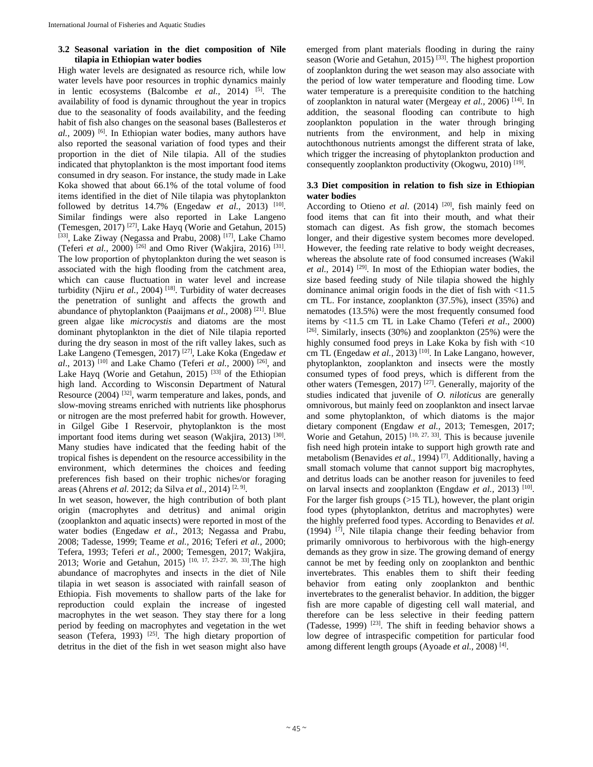### 3.2 Seasonal variation in the diet composition of Nile tilapia in Ethiopian water bodies

High water levels are designated as resource rich, while low water levels have poor resources in trophic dynamics mainly in lentic ecosystems (Balcombe *et al.,* 2014) [5]. The availability of food is dynamic throughout the year in tropics due to the seasonality of foods availability, and the feeding habit of fish also changes on the seasonal bases (Ballesteros *et al.,* 2009) [6]. In Ethiopian water bodies, many authors have also reported the seasonal variation of food types and their proportion in the diet of Nile tilapia. All of the studies indicated that phytoplankton is the most important food items consumed in dry season. For instance, the study made in Lake Koka showed that about 66.1% of the total volume of food items identified in the diet of Nile tilapia was phytoplankton followed by detritus 14.7% (Engedaw *et al.,* 2013) [10]. Similar findings were also reported in Lake Langeno (Temesgen, 2017) [27], Lake Hayq (Worie and Getahun, 2015) [33], Lake Ziway (Negassa and Prabu, 2008) [17], Lake Chamo (Teferi *et al.,* 2000) [26] and Omo River (Wakjira, 2016) [31]. The low proportion of phytoplankton during the wet season is associated with the high flooding from the catchment area, which can cause fluctuation in water level and increase turbidity (Njiru *et al.,* 2004) [18]. Turbidity of water decreases the penetration of sunlight and affects the growth and abundance of phytoplankton (Paaijmans *et al.,* 2008) [21]. Blue green algae like *microcystis* and diatoms are the most dominant phytoplankton in the diet of Nile tilapia reported during the dry season in most of the rift valley lakes, such as Lake Langeno (Temesgen, 2017) [27], Lake Koka (Engedaw *et al*., 2013) [10] and Lake Chamo (Teferi *et al.,* 2000) [26], and Lake Hayq (Worie and Getahun, 2015) [33] of the Ethiopian high land. According to Wisconsin Department of Natural Resource (2004) [32], warm temperature and lakes, ponds, and slow-moving streams enriched with nutrients like phosphorus or nitrogen are the most preferred habit for growth. However, in Gilgel Gibe I Reservoir, phytoplankton is the most important food items during wet season (Wakjira, 2013) [30]. Many studies have indicated that the feeding habit of the tropical fishes is dependent on the resource accessibility in the environment, which determines the choices and feeding preferences fish based on their trophic niches/or foraging areas (Ahrens *et al.* 2012; da Silva *et al.,* 2014) [2, 9].

In wet season, however, the high contribution of both plant origin (macrophytes and detritus) and animal origin (zooplankton and aquatic insects) were reported in most of the water bodies (Engedaw *et al.,* 2013; Negassa and Prabu, 2008; Tadesse, 1999; Teame *et al.,* 2016; Teferi *et al.,* 2000; Tefera, 1993; Teferi *et al.,* 2000; Temesgen, 2017; Wakjira, 2013; Worie and Getahun, 2015) [10, 17, 23-27, 30, 33].The high abundance of macrophytes and insects in the diet of Nile tilapia in wet season is associated with rainfall season of Ethiopia. Fish movements to shallow parts of the lake for reproduction could explain the increase of ingested macrophytes in the wet season. They stay there for a long period by feeding on macrophytes and vegetation in the wet season (Tefera, 1993) [25]. The high dietary proportion of detritus in the diet of the fish in wet season might also have emerged from plant materials flooding in during the rainy season (Worie and Getahun, 2015) [33]. The highest proportion of zooplankton during the wet season may also associate with the period of low water temperature and flooding time. Low water temperature is a prerequisite condition to the hatching of zooplankton in natural water (Mergeay *et al.,* 2006) [14]. In addition, the seasonal flooding can contribute to high zooplankton population in the water through bringing nutrients from the environment, and help in mixing autochthonous nutrients amongst the different strata of lake, which trigger the increasing of phytoplankton production and consequently zooplankton productivity (Okogwu, 2010) [19].

### 3.3 Diet composition in relation to fish size in Ethiopian water bodies

According to Otieno *et al.* (2014) [20], fish mainly feed on food items that can fit into their mouth, and what their stomach can digest. As fish grow, the stomach becomes longer, and their digestive system becomes more developed. However, the feeding rate relative to body weight decreases, whereas the absolute rate of food consumed increases (Wakil *et al.,* 2014) [29]. In most of the Ethiopian water bodies, the size based feeding study of Nile tilapia showed the highly dominance animal origin foods in the diet of fish with <11.5 cm TL. For instance, zooplankton (37.5%), insect (35%) and nematodes (13.5%) were the most frequently consumed food items by <11.5 cm TL in Lake Chamo (Teferi *et al*., 2000) [26]. Similarly, insects (30%) and zooplankton (25%) were the highly consumed food preys in Lake Koka by fish with <10 cm TL (Engedaw *et al.,* 2013) [10]. In Lake Langano, however, phytoplankton, zooplankton and insects were the mostly consumed types of food preys, which is different from the other waters (Temesgen, 2017) [27]. Generally, majority of the studies indicated that juvenile of *O. niloticus* are generally omnivorous, but mainly feed on zooplankton and insect larvae and some phytoplankton, of which diatoms is the major dietary component (Engdaw *et al.,* 2013; Temesgen, 2017; Worie and Getahun, 2015) [10, 27, 33]. This is because juvenile fish need high protein intake to support high growth rate and metabolism (Benavides *et al.,* 1994) [7]. Additionally, having a small stomach volume that cannot support big macrophytes, and detritus loads can be another reason for juveniles to feed on larval insects and zooplankton (Engdaw *et al.,* 2013) [10]. For the larger fish groups (>15 TL), however, the plant origin food types (phytoplankton, detritus and macrophytes) were the highly preferred food types. According to Benavides *et al.* (1994) [7], Nile tilapia change their feeding behavior from primarily omnivorous to herbivorous with the high-energy demands as they grow in size. The growing demand of energy cannot be met by feeding only on zooplankton and benthic invertebrates. This enables them to shift their feeding behavior from eating only zooplankton and benthic invertebrates to the generalist behavior. In addition, the bigger fish are more capable of digesting cell wall material, and therefore can be less selective in their feeding pattern (Tadesse, 1999) [23]. The shift in feeding behavior shows a low degree of intraspecific competition for particular food among different length groups (Ayoade *et al.,* 2008) [4].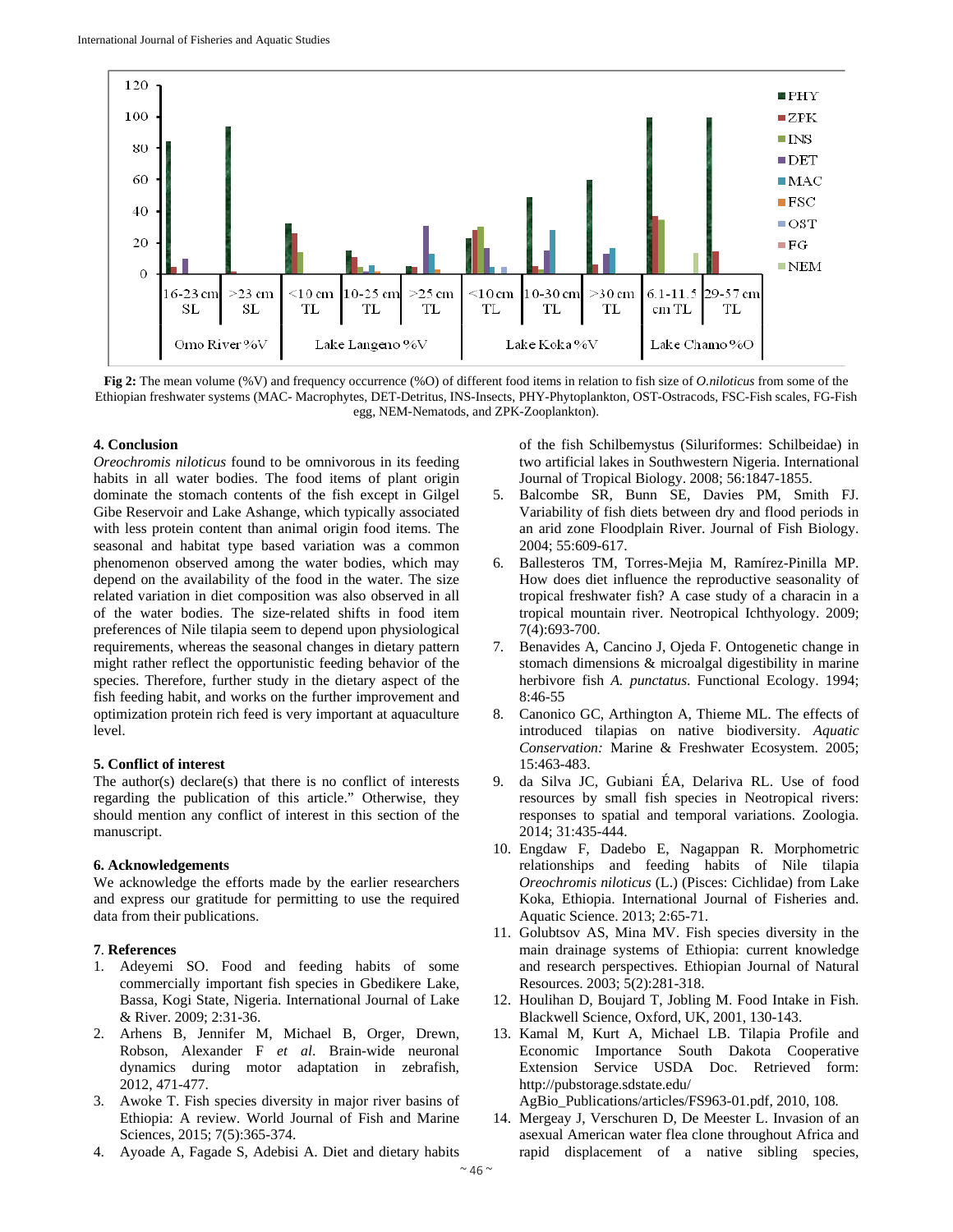Fig 2: The mean volume (%V) and frequency occurrence (%O) of different food items in relation to fish size of *O.niloticus* from some of the Ethiopian freshwater systems (MAC- Macrophytes, DET-Detritus, INS-Insects, PHY-Phytoplankton, OST-Ostracods, FSC-Fish scales, FG-Fish egg, NEM-Nematods, and ZPK-Zooplankton).

## 4. Conclusion

*Oreochromis niloticus* found to be omnivorous in its feeding habits in all water bodies. The food items of plant origin dominate the stomach contents of the fish except in Gilgel Gibe Reservoir and Lake Ashange, which typically associated with less protein content than animal origin food items. The seasonal and habitat type based variation was a common phenomenon observed among the water bodies, which may depend on the availability of the food in the water. The size related variation in diet composition was also observed in all of the water bodies. The size-related shifts in food item preferences of Nile tilapia seem to depend upon physiological requirements, whereas the seasonal changes in dietary pattern might rather reflect the opportunistic feeding behavior of the species. Therefore, further study in the dietary aspect of the fish feeding habit, and works on the further improvement and optimization protein rich feed is very important at aquaculture level.

## 5. Conflict of interest

The author(s) declare(s) that there is no conflict of interests regarding the publication of this article." Otherwise, they should mention any conflict of interest in this section of the manuscript.

## 6. Acknowledgements

We acknowledge the efforts made by the earlier researchers and express our gratitude for permitting to use the required data from their publications.

## 7. References

1. Adeyemi SO. Food and feeding habits of some commercially important fish species in Gbedikere Lake, Bassa, Kogi State, Nigeria. International Journal of Lake & River. 2009; 2:31-36.
2. Arhens B, Jennifer M, Michael B, Orger, Drewn, Robson, Alexander F *et al*. Brain-wide neuronal dynamics during motor adaptation in zebrafish, 2012, 471-477.
3. Awoke T. Fish species diversity in major river basins of Ethiopia: A review. World Journal of Fish and Marine Sciences, 2015; 7(5):365-374.
4. Ayoade A, Fagade S, Adebisi A. Diet and dietary habits of the fish Schilbemystus (Siluriformes: Schilbeidae) in two artificial lakes in Southwestern Nigeria. International Journal of Tropical Biology. 2008; 56:1847-1855.
5. Balcombe SR, Bunn SE, Davies PM, Smith FJ. Variability of fish diets between dry and flood periods in an arid zone Floodplain River. Journal of Fish Biology. 2004; 55:609-617.
6. Ballesteros TM, Torres-Mejia M, Ramírez-Pinilla MP. How does diet influence the reproductive seasonality of tropical freshwater fish? A case study of a characin in a tropical mountain river. Neotropical Ichthyology. 2009; 7(4):693-700.
7. Benavides A, Cancino J, Ojeda F. Ontogenetic change in stomach dimensions & microalgal digestibility in marine herbivore fish *A. punctatus*. Functional Ecology. 1994; 8:46-55
8. Canonico GC, Arthington A, Thieme ML. The effects of introduced tilapias on native biodiversity. *Aquatic Conservation:* Marine & Freshwater Ecosystem. 2005; 15:463-483.
9. da Silva JC, Gubiani ÉA, Delariva RL. Use of food resources by small fish species in Neotropical rivers: responses to spatial and temporal variations. Zoologia. 2014; 31:435-444.
10. Engdaw F, Dadebo E, Nagappan R. Morphometric relationships and feeding habits of Nile tilapia *Oreochromis niloticus* (L.) (Pisces: Cichlidae) from Lake Koka, Ethiopia. International Journal of Fisheries and. Aquatic Science. 2013; 2:65-71.
11. Golubtsov AS, Mina MV. Fish species diversity in the main drainage systems of Ethiopia: current knowledge and research perspectives. Ethiopian Journal of Natural Resources. 2003; 5(2):281-318.
12. Houlihan D, Boujard T, Jobling M. Food Intake in Fish. Blackwell Science, Oxford, UK, 2001, 130-143.
13. Kamal M, Kurt A, Michael LB. Tilapia Profile and Economic Importance South Dakota Cooperative Extension Service USDA Doc. Retrieved form: http://pubstorage.sdstate.edu/AgBio_Publications/articles/FS963-01.pdf, 2010, 108.
14. Mergeay J, Verschuren D, De Meester L. Invasion of an asexual American water flea clone throughout Africa and rapid displacement of a native sibling species,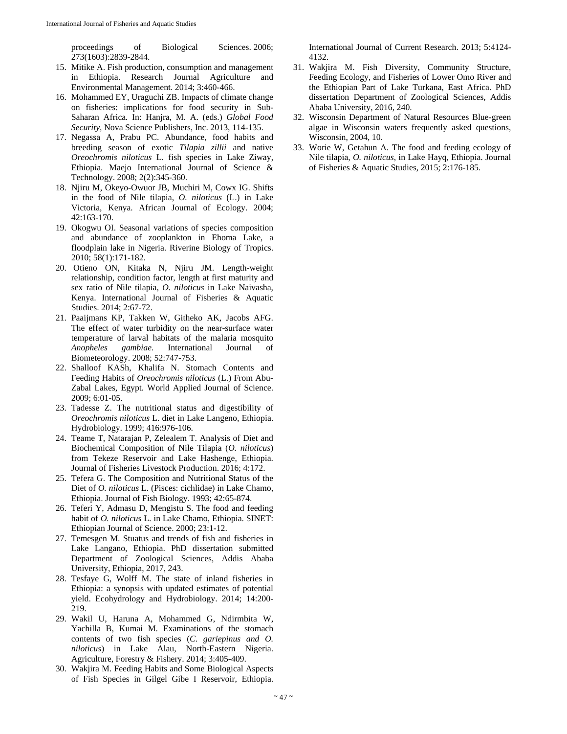proceedings of Biological Sciences. 2006; 273(1603):2839-2844.

15. Mitike A. Fish production, consumption and management in Ethiopia. Research Journal Agriculture and Environmental Management. 2014; 3:460-466.
16. Mohammed EY, Uraguchi ZB. Impacts of climate change on fisheries: implications for food security in Sub-Saharan Africa. In: Hanjra, M. A. (eds.) *Global Food Security*, Nova Science Publishers, Inc. 2013, 114-135.
17. Negassa A, Prabu PC. Abundance, food habits and breeding season of exotic *Tilapia zillii* and native *Oreochromis niloticus* L. fish species in Lake Ziway, Ethiopia. Maejo International Journal of Science & Technology. 2008; 2(2):345-360.
18. Njiru M, Okeyo-Owuor JB, Muchiri M, Cowx IG. Shifts in the food of Nile tilapia, *O. niloticus* (L.) in Lake Victoria, Kenya. African Journal of Ecology. 2004; 42:163-170.
19. Okogwu OI. Seasonal variations of species composition and abundance of zooplankton in Ehoma Lake, a floodplain lake in Nigeria. Riverine Biology of Tropics. 2010; 58(1):171-182.
20. Otieno ON, Kitaka N, Njiru JM. Length-weight relationship, condition factor, length at first maturity and sex ratio of Nile tilapia, *O. niloticus* in Lake Naivasha, Kenya. International Journal of Fisheries & Aquatic Studies. 2014; 2:67-72.
21. Paaijmans KP, Takken W, Githeko AK, Jacobs AFG. The effect of water turbidity on the near-surface water temperature of larval habitats of the malaria mosquito *Anopheles gambiae*. International Journal of Biometeorology. 2008; 52:747-753.
22. Shalloof KASh, Khalifa N. Stomach Contents and Feeding Habits of *Oreochromis niloticus* (L.) From Abu-Zabal Lakes, Egypt. World Applied Journal of Science. 2009; 6:01-05.
23. Tadesse Z. The nutritional status and digestibility of *Oreochromis niloticus* L. diet in Lake Langeno, Ethiopia. Hydrobiology. 1999; 416:976-106.
24. Teame T, Natarajan P, Zelealem T. Analysis of Diet and Biochemical Composition of Nile Tilapia (*O. niloticus*) from Tekeze Reservoir and Lake Hashenge, Ethiopia. Journal of Fisheries Livestock Production. 2016; 4:172.
25. Tefera G. The Composition and Nutritional Status of the Diet of *O. niloticus* L. (Pisces: cichlidae) in Lake Chamo, Ethiopia. Journal of Fish Biology. 1993; 42:65-874.
26. Teferi Y, Admasu D, Mengistu S. The food and feeding habit of *O. niloticus* L. in Lake Chamo, Ethiopia. SINET: Ethiopian Journal of Science. 2000; 23:1-12.
27. Temesgen M. Stuatus and trends of fish and fisheries in Lake Langano, Ethiopia. PhD dissertation submitted Department of Zoological Sciences, Addis Ababa University, Ethiopia, 2017, 243.
28. Tesfaye G, Wolff M. The state of inland fisheries in Ethiopia: a synopsis with updated estimates of potential yield. Ecohydrology and Hydrobiology. 2014; 14:200-219.
29. Wakil U, Haruna A, Mohammed G, Ndirmbita W, Yachilla B, Kumai M. Examinations of the stomach contents of two fish species (*C. gariepinus and O. niloticus*) in Lake Alau, North-Eastern Nigeria. Agriculture, Forestry & Fishery. 2014; 3:405-409.
30. Wakjira M. Feeding Habits and Some Biological Aspects of Fish Species in Gilgel Gibe I Reservoir, Ethiopia. International Journal of Current Research. 2013; 5:4124-4132.
31. Wakjira M. Fish Diversity, Community Structure, Feeding Ecology, and Fisheries of Lower Omo River and the Ethiopian Part of Lake Turkana, East Africa. PhD dissertation Department of Zoological Sciences, Addis Ababa University, 2016, 240.
32. Wisconsin Department of Natural Resources Blue-green algae in Wisconsin waters frequently asked questions, Wisconsin, 2004, 10.
33. Worie W, Getahun A. The food and feeding ecology of Nile tilapia, *O. niloticus*, in Lake Hayq, Ethiopia. Journal of Fisheries & Aquatic Studies, 2015; 2:176-185.